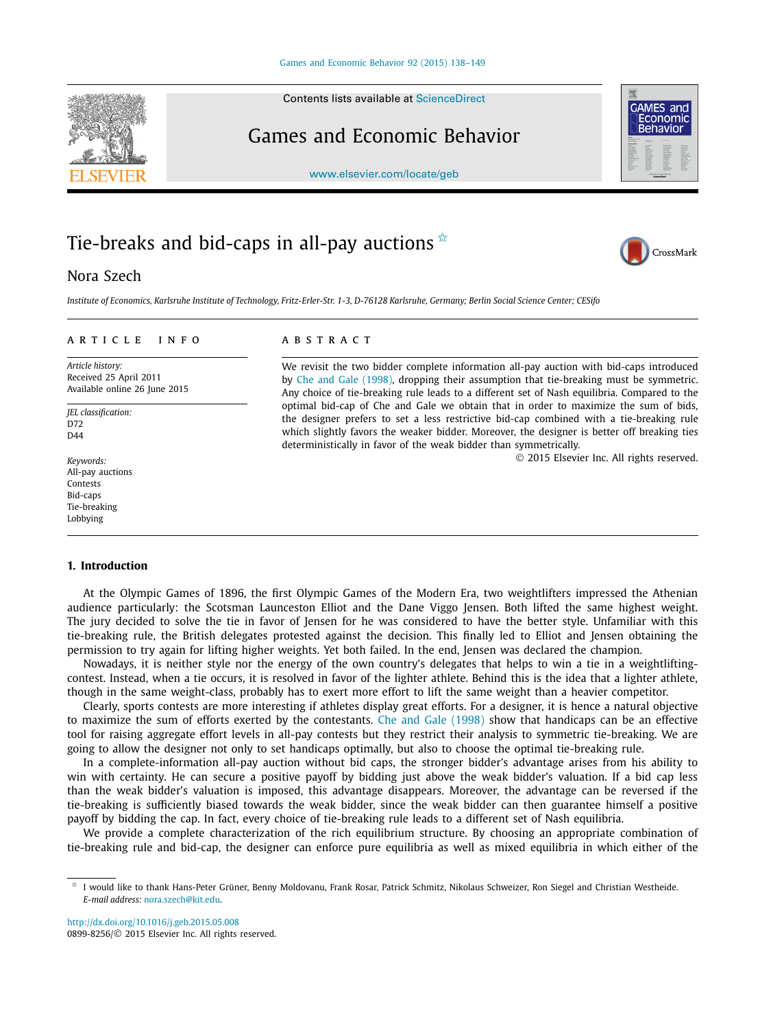# Tie-breaks and bid-caps in all-pay auctions ☆

Nora Szech

*Institute of Economics, Karlsruhe Institute of Technology, Fritz-Erler-Str. 1-3, D-76128 Karlsruhe, Germany; Berlin Social Science Center; CESifo*

**ARTICLE INFO**

*Article history:*
Received 25 April 2011
Available online 26 June 2015

*JEL classification:*
D72
D44

*Keywords:*
All-pay auctions
Contests
Bid-caps
Tie-breaking
Lobbying

**ABSTRACT**

We revisit the two bidder complete information all-pay auction with bid-caps introduced by Che and Gale (1998), dropping their assumption that tie-breaking must be symmetric. Any choice of tie-breaking rule leads to a different set of Nash equilibria. Compared to the optimal bid-cap of Che and Gale we obtain that in order to maximize the sum of bids, the designer prefers to set a less restrictive bid-cap combined with a tie-breaking rule which slightly favors the weaker bidder. Moreover, the designer is better off breaking ties deterministically in favor of the weak bidder than symmetrically.

© 2015 Elsevier Inc. All rights reserved.

## 1. Introduction

At the Olympic Games of 1896, the first Olympic Games of the Modern Era, two weightlifters impressed the Athenian audience particularly: the Scotsman Launceston Elliot and the Dane Viggo Jensen. Both lifted the same highest weight. The jury decided to solve the tie in favor of Jensen for he was considered to have the better style. Unfamiliar with this tie-breaking rule, the British delegates protested against the decision. This finally led to Elliot and Jensen obtaining the permission to try again for lifting higher weights. Yet both failed. In the end, Jensen was declared the champion.

Nowadays, it is neither style nor the energy of the own country's delegates that helps to win a tie in a weightlifting-contest. Instead, when a tie occurs, it is resolved in favor of the lighter athlete. Behind this is the idea that a lighter athlete, though in the same weight-class, probably has to exert more effort to lift the same weight than a heavier competitor.

Clearly, sports contests are more interesting if athletes display great efforts. For a designer, it is hence a natural objective to maximize the sum of efforts exerted by the contestants. Che and Gale (1998) show that handicaps can be an effective tool for raising aggregate effort levels in all-pay contests but they restrict their analysis to symmetric tie-breaking. We are going to allow the designer not only to set handicaps optimally, but also to choose the optimal tie-breaking rule.

In a complete-information all-pay auction without bid caps, the stronger bidder's advantage arises from his ability to win with certainty. He can secure a positive payoff by bidding just above the weak bidder's valuation. If a bid cap less than the weak bidder's valuation is imposed, this advantage disappears. Moreover, the advantage can be reversed if the tie-breaking is sufficiently biased towards the weak bidder, since the weak bidder can then guarantee himself a positive payoff by bidding the cap. In fact, every choice of tie-breaking rule leads to a different set of Nash equilibria.

We provide a complete characterization of the rich equilibrium structure. By choosing an appropriate combination of tie-breaking rule and bid-cap, the designer can enforce pure equilibria as well as mixed equilibria in which either of the

☆ I would like to thank Hans-Peter Grüner, Benny Moldovanu, Frank Rosar, Patrick Schmitz, Nikolaus Schweizer, Ron Siegel and Christian Westheide.
*E-mail address:* nora.szech@kit.edu.

http://dx.doi.org/10.1016/j.geb.2015.05.008
0899-8256/© 2015 Elsevier Inc. All rights reserved.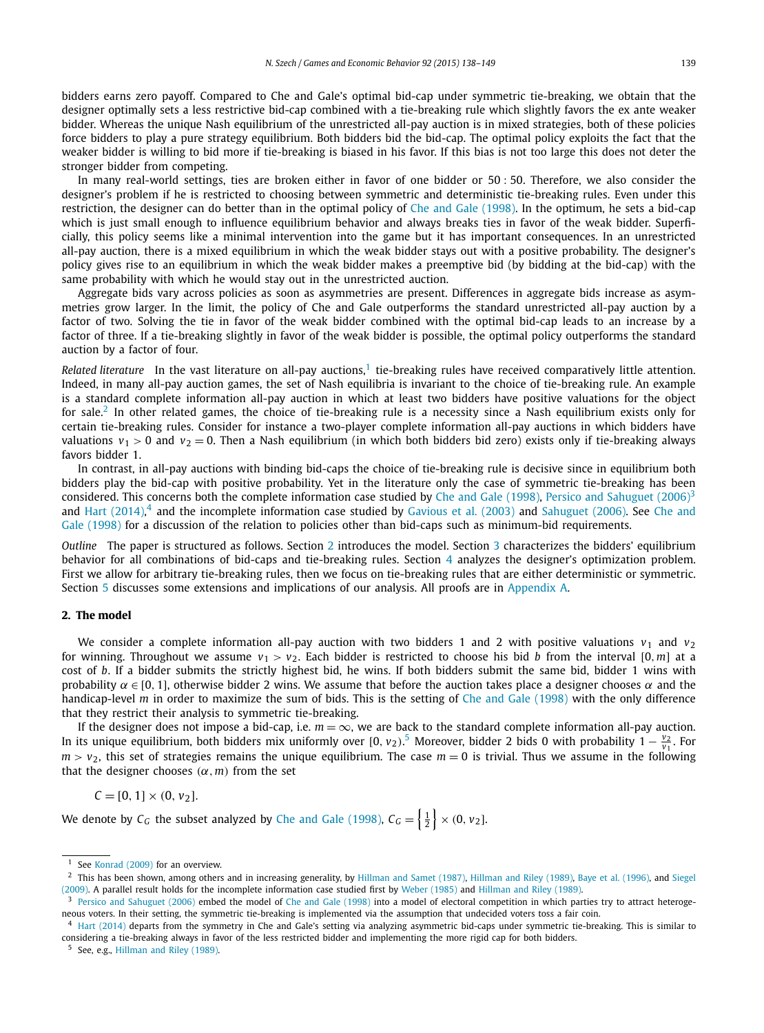bidders earns zero payoff. Compared to Che and Gale's optimal bid-cap under symmetric tie-breaking, we obtain that the designer optimally sets a less restrictive bid-cap combined with a tie-breaking rule which slightly favors the ex ante weaker bidder. Whereas the unique Nash equilibrium of the unrestricted all-pay auction is in mixed strategies, both of these policies force bidders to play a pure strategy equilibrium. Both bidders bid the bid-cap. The optimal policy exploits the fact that the weaker bidder is willing to bid more if tie-breaking is biased in his favor. If this bias is not too large this does not deter the stronger bidder from competing.

In many real-world settings, ties are broken either in favor of one bidder or 50 : 50. Therefore, we also consider the designer's problem if he is restricted to choosing between symmetric and deterministic tie-breaking rules. Even under this restriction, the designer can do better than in the optimal policy of Che and Gale (1998). In the optimum, he sets a bid-cap which is just small enough to influence equilibrium behavior and always breaks ties in favor of the weak bidder. Superficially, this policy seems like a minimal intervention into the game but it has important consequences. In an unrestricted all-pay auction, there is a mixed equilibrium in which the weak bidder stays out with a positive probability. The designer's policy gives rise to an equilibrium in which the weak bidder makes a preemptive bid (by bidding at the bid-cap) with the same probability with which he would stay out in the unrestricted auction.

Aggregate bids vary across policies as soon as asymmetries are present. Differences in aggregate bids increase as asymmetries grow larger. In the limit, the policy of Che and Gale outperforms the standard unrestricted all-pay auction by a factor of two. Solving the tie in favor of the weak bidder combined with the optimal bid-cap leads to an increase by a factor of three. If a tie-breaking slightly in favor of the weak bidder is possible, the optimal policy outperforms the standard auction by a factor of four.

*Related literature* In the vast literature on all-pay auctions,[1] tie-breaking rules have received comparatively little attention. Indeed, in many all-pay auction games, the set of Nash equilibria is invariant to the choice of tie-breaking rule. An example is a standard complete information all-pay auction in which at least two bidders have positive valuations for the object for sale.[2] In other related games, the choice of tie-breaking rule is a necessity since a Nash equilibrium exists only for certain tie-breaking rules. Consider for instance a two-player complete information all-pay auctions in which bidders have valuations $v_1 > 0$ and $v_2 = 0$. Then a Nash equilibrium (in which both bidders bid zero) exists only if tie-breaking always favors bidder 1.

In contrast, in all-pay auctions with binding bid-caps the choice of tie-breaking rule is decisive since in equilibrium both bidders play the bid-cap with positive probability. Yet in the literature only the case of symmetric tie-breaking has been considered. This concerns both the complete information case studied by Che and Gale (1998), Persico and Sahuguet (2006)[3] and Hart (2014),[4] and the incomplete information case studied by Gavious et al. (2003) and Sahuguet (2006). See Che and Gale (1998) for a discussion of the relation to policies other than bid-caps such as minimum-bid requirements.

*Outline* The paper is structured as follows. Section 2 introduces the model. Section 3 characterizes the bidders' equilibrium behavior for all combinations of bid-caps and tie-breaking rules. Section 4 analyzes the designer's optimization problem. First we allow for arbitrary tie-breaking rules, then we focus on tie-breaking rules that are either deterministic or symmetric. Section 5 discusses some extensions and implications of our analysis. All proofs are in Appendix A.

## 2. The model

We consider a complete information all-pay auction with two bidders 1 and 2 with positive valuations $v_1$ and $v_2$ for winning. Throughout we assume $v_1 > v_2$. Each bidder is restricted to choose his bid $b$ from the interval $[0, m]$ at a cost of $b$. If a bidder submits the strictly highest bid, he wins. If both bidders submit the same bid, bidder 1 wins with probability $\alpha \in [0, 1]$, otherwise bidder 2 wins. We assume that before the auction takes place a designer chooses $\alpha$ and the handicap-level $m$ in order to maximize the sum of bids. This is the setting of Che and Gale (1998) with the only difference that they restrict their analysis to symmetric tie-breaking.

If the designer does not impose a bid-cap, i.e. $m = \infty$, we are back to the standard complete information all-pay auction. In its unique equilibrium, both bidders mix uniformly over $[0, v_2)$.[5] Moreover, bidder 2 bids 0 with probability $1 - \frac{v_2}{v_1}$. For $m > v_2$, this set of strategies remains the unique equilibrium. The case $m = 0$ is trivial. Thus we assume in the following that the designer chooses $(\alpha, m)$ from the set

$$C = [0, 1] \times (0, v_2].$$

We denote by $C_G$ the subset analyzed by Che and Gale (1998), $C_G = \left\{\frac{1}{2}\right\} \times (0, v_2]$.

---

[1] See Konrad (2009) for an overview.

[2] This has been shown, among others and in increasing generality, by Hillman and Samet (1987), Hillman and Riley (1989), Baye et al. (1996), and Siegel (2009). A parallel result holds for the incomplete information case studied first by Weber (1985) and Hillman and Riley (1989).

[3] Persico and Sahuguet (2006) embed the model of Che and Gale (1998) into a model of electoral competition in which parties try to attract heterogeneous voters. In their setting, the symmetric tie-breaking is implemented via the assumption that undecided voters toss a fair coin.

[4] Hart (2014) departs from the symmetry in Che and Gale's setting via analyzing asymmetric bid-caps under symmetric tie-breaking. This is similar to considering a tie-breaking always in favor of the less restricted bidder and implementing the more rigid cap for both bidders.

[5] See, e.g., Hillman and Riley (1989).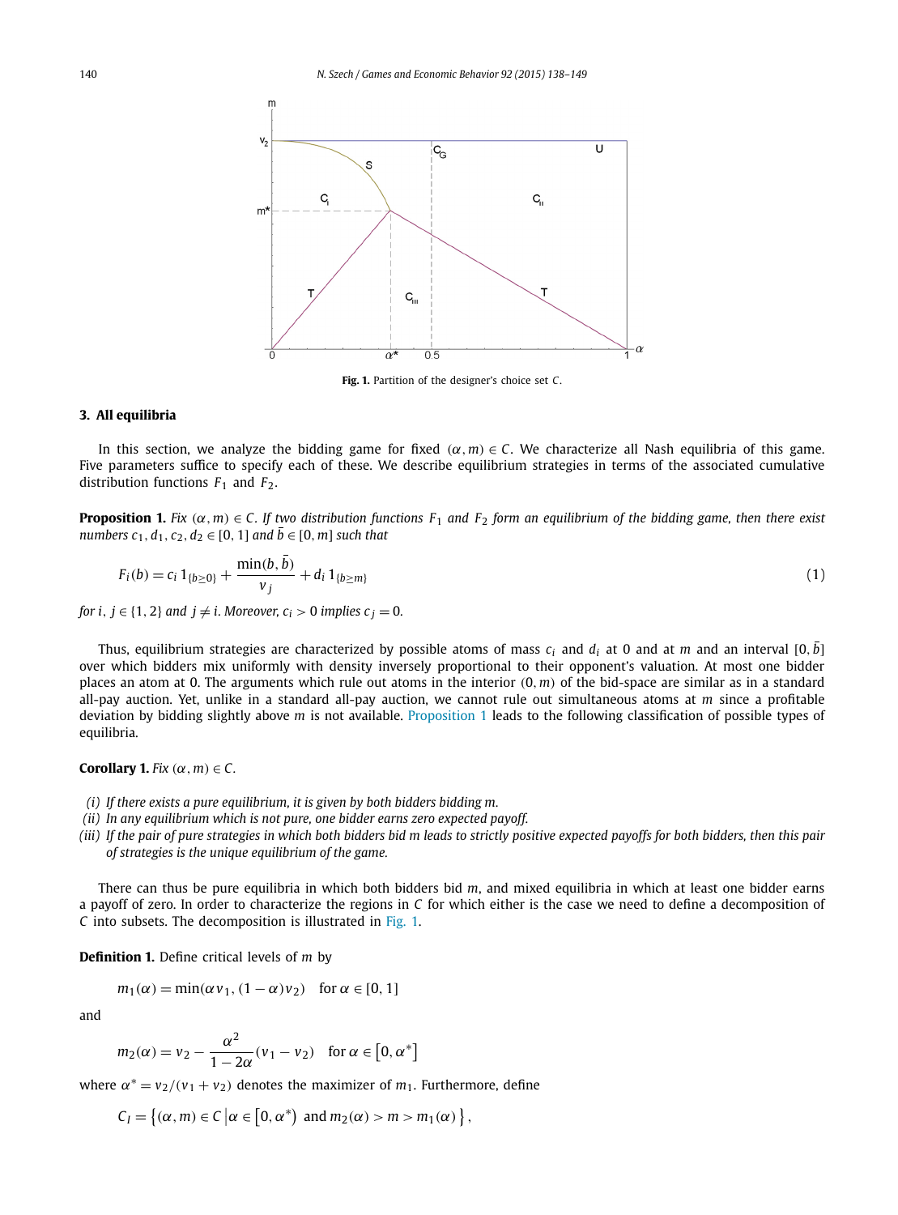Fig. 1. Partition of the designer's choice set $C$.

## 3. All equilibria

In this section, we analyze the bidding game for fixed $(\alpha, m) \in C$. We characterize all Nash equilibria of this game. Five parameters suffice to specify each of these. We describe equilibrium strategies in terms of the associated cumulative distribution functions $F_1$ and $F_2$.

**Proposition 1.** *Fix $(\alpha, m) \in C$. If two distribution functions $F_1$ and $F_2$ form an equilibrium of the bidding game, then there exist numbers $c_1, d_1, c_2, d_2 \in [0, 1]$ and $\bar{b} \in [0, m]$ such that*

$$F_i(b) = c_i \, 1_{\{b \geq 0\}} + \frac{\min(b, \bar{b})}{v_j} + d_i \, 1_{\{b \geq m\}} \tag{1}$$

*for $i, j \in \{1, 2\}$ and $j \neq i$. Moreover, $c_i > 0$ implies $c_j = 0$.*

Thus, equilibrium strategies are characterized by possible atoms of mass $c_i$ and $d_i$ at 0 and at $m$ and an interval $[0, \bar{b}]$ over which bidders mix uniformly with density inversely proportional to their opponent's valuation. At most one bidder places an atom at 0. The arguments which rule out atoms in the interior $(0, m)$ of the bid-space are similar as in a standard all-pay auction. Yet, unlike in a standard all-pay auction, we cannot rule out simultaneous atoms at $m$ since a profitable deviation by bidding slightly above $m$ is not available. Proposition 1 leads to the following classification of possible types of equilibria.

**Corollary 1.** *Fix $(\alpha, m) \in C$.*

*(i) If there exists a pure equilibrium, it is given by both bidders bidding $m$.*
*(ii) In any equilibrium which is not pure, one bidder earns zero expected payoff.*
*(iii) If the pair of pure strategies in which both bidders bid m leads to strictly positive expected payoffs for both bidders, then this pair of strategies is the unique equilibrium of the game.*

There can thus be pure equilibria in which both bidders bid $m$, and mixed equilibria in which at least one bidder earns a payoff of zero. In order to characterize the regions in $C$ for which either is the case we need to define a decomposition of $C$ into subsets. The decomposition is illustrated in Fig. 1.

**Definition 1.** Define critical levels of $m$ by

$$m_1(\alpha) = \min(\alpha v_1, (1 - \alpha) v_2) \quad \text{for } \alpha \in [0, 1]$$

and

$$m_2(\alpha) = v_2 - \frac{\alpha^2}{1 - 2\alpha}(v_1 - v_2) \quad \text{for } \alpha \in \left[0, \alpha^*\right]$$

where $\alpha^* = v_2/(v_1 + v_2)$ denotes the maximizer of $m_1$. Furthermore, define

$$C_I = \left\{(\alpha, m) \in C \,\middle|\, \alpha \in \left[0, \alpha^*\right) \text{ and } m_2(\alpha) > m > m_1(\alpha) \right\},$$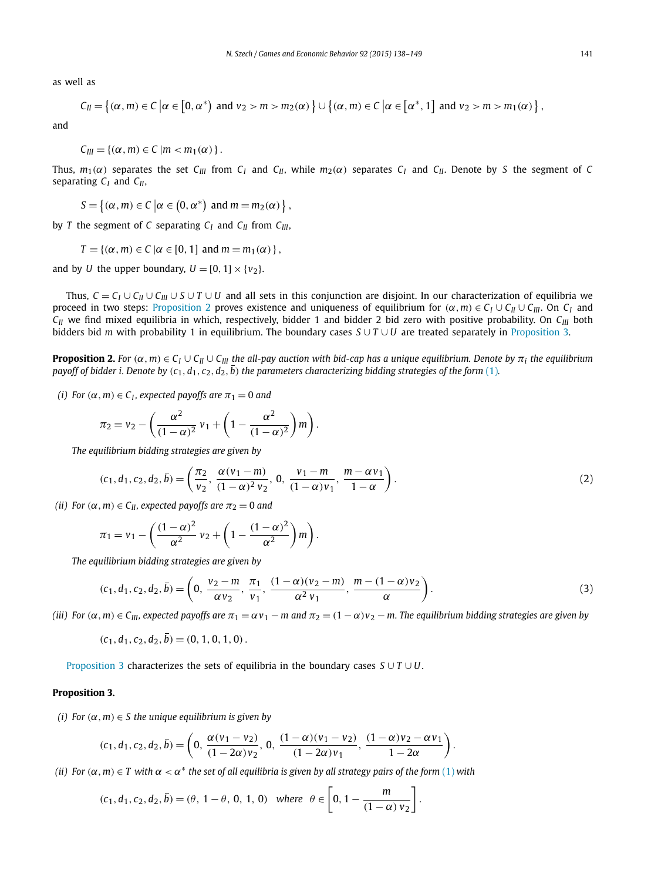as well as

$$C_{II} = \left\{(\alpha, m) \in C \,\middle|\, \alpha \in \left[0, \alpha^*\right) \text{ and } v_2 > m > m_2(\alpha)\right\} \cup \left\{(\alpha, m) \in C \,\middle|\, \alpha \in \left[\alpha^*, 1\right] \text{ and } v_2 > m > m_1(\alpha)\right\},$$

and

$$C_{III} = \{(\alpha, m) \in C \,| m < m_1(\alpha)\}.$$

Thus, $m_1(\alpha)$ separates the set $C_{III}$ from $C_I$ and $C_{II}$, while $m_2(\alpha)$ separates $C_I$ and $C_{II}$. Denote by $S$ the segment of $C$ separating $C_I$ and $C_{II}$,

$$S = \left\{(\alpha, m) \in C \,\middle|\, \alpha \in \left(0, \alpha^*\right) \text{ and } m = m_2(\alpha)\right\},$$

by $T$ the segment of $C$ separating $C_I$ and $C_{II}$ from $C_{III}$,

$$T = \{(\alpha, m) \in C \,| \alpha \in [0, 1] \text{ and } m = m_1(\alpha)\},$$

and by $U$ the upper boundary, $U = [0, 1] \times \{v_2\}$.

Thus, $C = C_I \cup C_{II} \cup C_{III} \cup S \cup T \cup U$ and all sets in this conjunction are disjoint. In our characterization of equilibria we proceed in two steps: Proposition 2 proves existence and uniqueness of equilibrium for $(\alpha, m) \in C_I \cup C_{II} \cup C_{III}$. On $C_I$ and $C_{II}$ we find mixed equilibria in which, respectively, bidder 1 and bidder 2 bid zero with positive probability. On $C_{III}$ both bidders bid $m$ with probability 1 in equilibrium. The boundary cases $S \cup T \cup U$ are treated separately in Proposition 3.

**Proposition 2.** *For $(\alpha, m) \in C_I \cup C_{II} \cup C_{III}$ the all-pay auction with bid-cap has a unique equilibrium. Denote by $\pi_i$ the equilibrium payoff of bidder i. Denote by $(c_1, d_1, c_2, d_2, \bar{b})$ the parameters characterizing bidding strategies of the form (1).*

*(i) For $(\alpha, m) \in C_I$, expected payoffs are $\pi_1 = 0$ and*

$$\pi_2 = v_2 - \left(\frac{\alpha^2}{(1-\alpha)^2}\, v_1 + \left(1 - \frac{\alpha^2}{(1-\alpha)^2}\right) m\right).$$

*The equilibrium bidding strategies are given by*

$$(c_1, d_1, c_2, d_2, \bar{b}) = \left(\frac{\pi_2}{v_2},\ \frac{\alpha(v_1 - m)}{(1-\alpha)^2\, v_2},\ 0,\ \frac{v_1 - m}{(1-\alpha)v_1},\ \frac{m - \alpha v_1}{1-\alpha}\right). \tag{2}$$

*(ii) For $(\alpha, m) \in C_{II}$, expected payoffs are $\pi_2 = 0$ and*

$$\pi_1 = v_1 - \left(\frac{(1-\alpha)^2}{\alpha^2}\, v_2 + \left(1 - \frac{(1-\alpha)^2}{\alpha^2}\right) m\right).$$

*The equilibrium bidding strategies are given by*

$$(c_1, d_1, c_2, d_2, \bar{b}) = \left(0,\ \frac{v_2 - m}{\alpha v_2},\ \frac{\pi_1}{v_1},\ \frac{(1-\alpha)(v_2 - m)}{\alpha^2\, v_1},\ \frac{m - (1-\alpha)v_2}{\alpha}\right). \tag{3}$$

*(iii) For $(\alpha, m) \in C_{III}$, expected payoffs are $\pi_1 = \alpha v_1 - m$ and $\pi_2 = (1-\alpha)v_2 - m$. The equilibrium bidding strategies are given by*

$$(c_1, d_1, c_2, d_2, \bar{b}) = (0, 1, 0, 1, 0).$$

Proposition 3 characterizes the sets of equilibria in the boundary cases $S \cup T \cup U$.

**Proposition 3.**

*(i) For $(\alpha, m) \in S$ the unique equilibrium is given by*

$$(c_1, d_1, c_2, d_2, \bar{b}) = \left(0,\ \frac{\alpha(v_1 - v_2)}{(1-2\alpha)v_2},\ 0,\ \frac{(1-\alpha)(v_1 - v_2)}{(1-2\alpha)v_1},\ \frac{(1-\alpha)v_2 - \alpha v_1}{1-2\alpha}\right).$$

*(ii) For $(\alpha, m) \in T$ with $\alpha < \alpha^*$ the set of all equilibria is given by all strategy pairs of the form (1) with*

$$(c_1, d_1, c_2, d_2, \bar{b}) = (\theta,\ 1-\theta,\ 0,\ 1,\ 0) \quad \text{where} \quad \theta \in \left[0, 1 - \frac{m}{(1-\alpha)\, v_2}\right].$$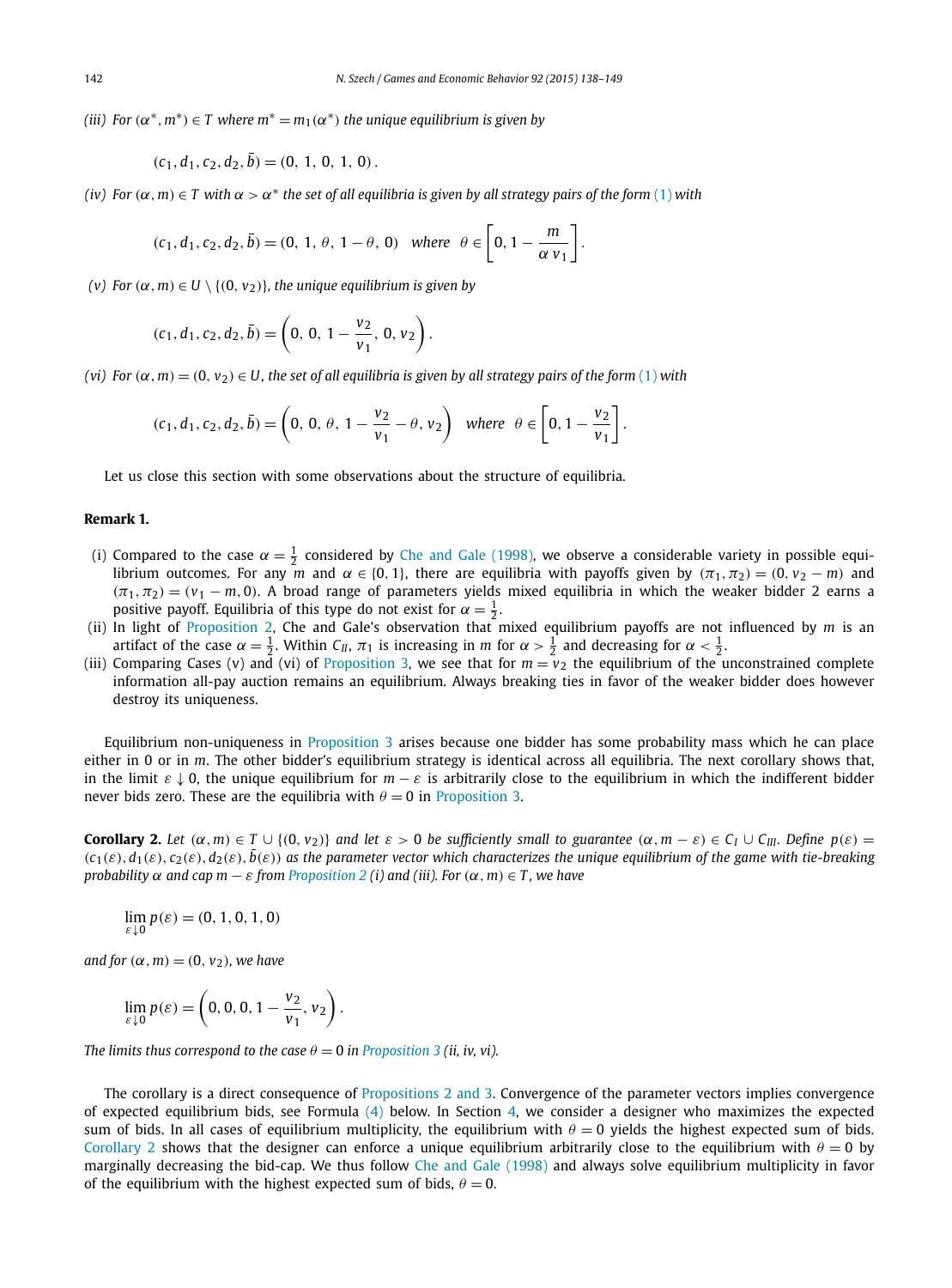*(iii) For $(\alpha^*, m^*) \in T$ where $m^* = m_1(\alpha^*)$ the unique equilibrium is given by*

$$(c_1, d_1, c_2, d_2, \bar{b}) = (0,\ 1,\ 0,\ 1,\ 0)\,.$$

*(iv) For $(\alpha, m) \in T$ with $\alpha > \alpha^*$ the set of all equilibria is given by all strategy pairs of the form (1) with*

$$(c_1, d_1, c_2, d_2, \bar{b}) = (0,\ 1,\ \theta,\ 1-\theta,\ 0) \quad \text{where} \quad \theta \in \left[0, 1 - \frac{m}{\alpha\, v_1}\right].$$

*(v) For $(\alpha, m) \in U \setminus \{(0, v_2)\}$, the unique equilibrium is given by*

$$(c_1, d_1, c_2, d_2, \bar{b}) = \left(0,\ 0,\ 1 - \frac{v_2}{v_1},\ 0,\ v_2\right).$$

*(vi) For $(\alpha, m) = (0, v_2) \in U$, the set of all equilibria is given by all strategy pairs of the form (1) with*

$$(c_1, d_1, c_2, d_2, \bar{b}) = \left(0,\ 0,\ \theta,\ 1 - \frac{v_2}{v_1} - \theta,\ v_2\right) \quad \text{where} \quad \theta \in \left[0, 1 - \frac{v_2}{v_1}\right].$$

Let us close this section with some observations about the structure of equilibria.

**Remark 1.**

(i) Compared to the case $\alpha = \frac{1}{2}$ considered by Che and Gale (1998), we observe a considerable variety in possible equilibrium outcomes. For any $m$ and $\alpha \in \{0, 1\}$, there are equilibria with payoffs given by $(\pi_1, \pi_2) = (0, v_2 - m)$ and $(\pi_1, \pi_2) = (v_1 - m, 0)$. A broad range of parameters yields mixed equilibria in which the weaker bidder 2 earns a positive payoff. Equilibria of this type do not exist for $\alpha = \frac{1}{2}$.

(ii) In light of Proposition 2, Che and Gale's observation that mixed equilibrium payoffs are not influenced by $m$ is an artifact of the case $\alpha = \frac{1}{2}$. Within $C_{II}$, $\pi_1$ is increasing in $m$ for $\alpha > \frac{1}{2}$ and decreasing for $\alpha < \frac{1}{2}$.

(iii) Comparing Cases (v) and (vi) of Proposition 3, we see that for $m = v_2$ the equilibrium of the unconstrained complete information all-pay auction remains an equilibrium. Always breaking ties in favor of the weaker bidder does however destroy its uniqueness.

Equilibrium non-uniqueness in Proposition 3 arises because one bidder has some probability mass which he can place either in 0 or in $m$. The other bidder's equilibrium strategy is identical across all equilibria. The next corollary shows that, in the limit $\varepsilon \downarrow 0$, the unique equilibrium for $m - \varepsilon$ is arbitrarily close to the equilibrium in which the indifferent bidder never bids zero. These are the equilibria with $\theta = 0$ in Proposition 3.

**Corollary 2.** *Let $(\alpha, m) \in T \cup \{(0, v_2)\}$ and let $\varepsilon > 0$ be sufficiently small to guarantee $(\alpha, m - \varepsilon) \in C_I \cup C_{III}$. Define $p(\varepsilon) = (c_1(\varepsilon), d_1(\varepsilon), c_2(\varepsilon), d_2(\varepsilon), \bar{b}(\varepsilon))$ as the parameter vector which characterizes the unique equilibrium of the game with tie-breaking probability $\alpha$ and cap $m - \varepsilon$ from Proposition 2 (i) and (iii). For $(\alpha, m) \in T$, we have*

$$\lim_{\varepsilon \downarrow 0} p(\varepsilon) = (0, 1, 0, 1, 0)$$

*and for $(\alpha, m) = (0, v_2)$, we have*

$$\lim_{\varepsilon \downarrow 0} p(\varepsilon) = \left(0, 0, 0, 1 - \frac{v_2}{v_1}, v_2\right).$$

*The limits thus correspond to the case $\theta = 0$ in Proposition 3 (ii, iv, vi).*

The corollary is a direct consequence of Propositions 2 and 3. Convergence of the parameter vectors implies convergence of expected equilibrium bids, see Formula (4) below. In Section 4, we consider a designer who maximizes the expected sum of bids. In all cases of equilibrium multiplicity, the equilibrium with $\theta = 0$ yields the highest expected sum of bids. Corollary 2 shows that the designer can enforce a unique equilibrium arbitrarily close to the equilibrium with $\theta = 0$ by marginally decreasing the bid-cap. We thus follow Che and Gale (1998) and always solve equilibrium multiplicity in favor of the equilibrium with the highest expected sum of bids, $\theta = 0$.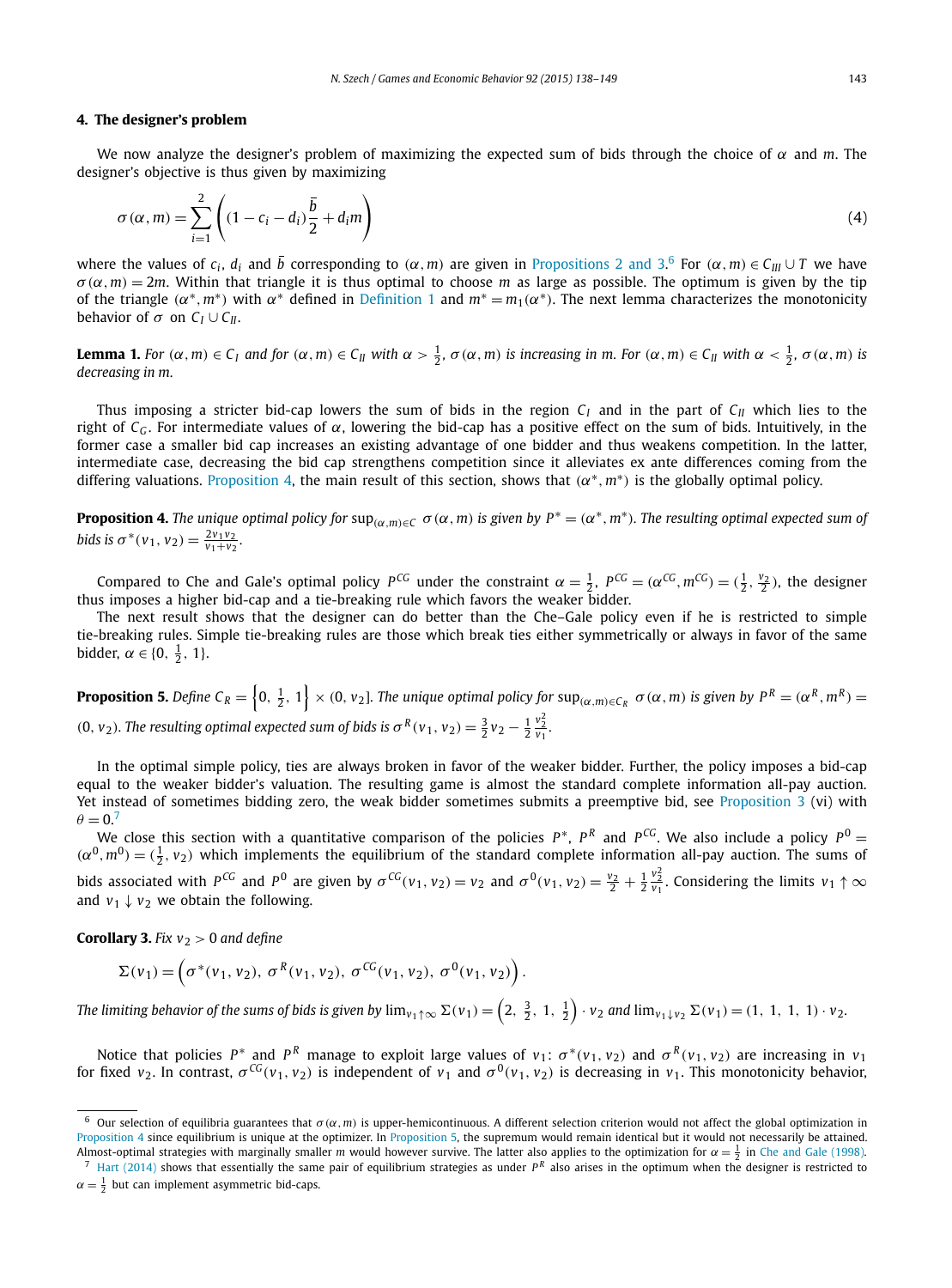## 4. The designer's problem

We now analyze the designer's problem of maximizing the expected sum of bids through the choice of $\alpha$ and $m$. The designer's objective is thus given by maximizing

$$\sigma(\alpha, m) = \sum_{i=1}^{2} \left( (1 - c_i - d_i) \frac{\bar{b}}{2} + d_i m \right) \tag{4}$$

where the values of $c_i$, $d_i$ and $\bar{b}$ corresponding to $(\alpha, m)$ are given in Propositions 2 and 3.[6] For $(\alpha, m) \in C_{III} \cup T$ we have $\sigma(\alpha, m) = 2m$. Within that triangle it is thus optimal to choose $m$ as large as possible. The optimum is given by the tip of the triangle $(\alpha^*, m^*)$ with $\alpha^*$ defined in Definition 1 and $m^* = m_1(\alpha^*)$. The next lemma characterizes the monotonicity behavior of $\sigma$ on $C_I \cup C_{II}$.

**Lemma 1.** *For $(\alpha, m) \in C_I$ and for $(\alpha, m) \in C_{II}$ with $\alpha > \frac{1}{2}$, $\sigma(\alpha, m)$ is increasing in $m$. For $(\alpha, m) \in C_{II}$ with $\alpha < \frac{1}{2}$, $\sigma(\alpha, m)$ is decreasing in $m$.*

Thus imposing a stricter bid-cap lowers the sum of bids in the region $C_I$ and in the part of $C_{II}$ which lies to the right of $C_G$. For intermediate values of $\alpha$, lowering the bid-cap has a positive effect on the sum of bids. Intuitively, in the former case a smaller bid cap increases an existing advantage of one bidder and thus weakens competition. In the latter, intermediate case, decreasing the bid cap strengthens competition since it alleviates ex ante differences coming from the differing valuations. Proposition 4, the main result of this section, shows that $(\alpha^*, m^*)$ is the globally optimal policy.

**Proposition 4.** *The unique optimal policy for $\sup_{(\alpha,m)\in C} \sigma(\alpha, m)$ is given by $P^* = (\alpha^*, m^*)$. The resulting optimal expected sum of bids is $\sigma^*(v_1, v_2) = \frac{2v_1 v_2}{v_1 + v_2}$.*

Compared to Che and Gale's optimal policy $P^{CG}$ under the constraint $\alpha = \frac{1}{2}$, $P^{CG} = (\alpha^{CG}, m^{CG}) = (\frac{1}{2}, \frac{v_2}{2})$, the designer thus imposes a higher bid-cap and a tie-breaking rule which favors the weaker bidder.

The next result shows that the designer can do better than the Che–Gale policy even if he is restricted to simple tie-breaking rules. Simple tie-breaking rules are those which break ties either symmetrically or always in favor of the same bidder, $\alpha \in \{0, \frac{1}{2}, 1\}$.

**Proposition 5.** *Define $C_R = \left\{0, \frac{1}{2}, 1\right\} \times (0, v_2]$. The unique optimal policy for $\sup_{(\alpha,m)\in C_R} \sigma(\alpha, m)$ is given by $P^R = (\alpha^R, m^R) = (0, v_2)$. The resulting optimal expected sum of bids is $\sigma^R(v_1, v_2) = \frac{3}{2} v_2 - \frac{1}{2} \frac{v_2^2}{v_1}$.*

In the optimal simple policy, ties are always broken in favor of the weaker bidder. Further, the policy imposes a bid-cap equal to the weaker bidder's valuation. The resulting game is almost the standard complete information all-pay auction. Yet instead of sometimes bidding zero, the weak bidder sometimes submits a preemptive bid, see Proposition 3 (vi) with $\theta = 0$.[7]

We close this section with a quantitative comparison of the policies $P^*$, $P^R$ and $P^{CG}$. We also include a policy $P^0 = (\alpha^0, m^0) = (\frac{1}{2}, v_2)$ which implements the equilibrium of the standard complete information all-pay auction. The sums of bids associated with $P^{CG}$ and $P^0$ are given by $\sigma^{CG}(v_1, v_2) = v_2$ and $\sigma^0(v_1, v_2) = \frac{v_2}{2} + \frac{1}{2} \frac{v_2^2}{v_1}$. Considering the limits $v_1 \uparrow \infty$ and $v_1 \downarrow v_2$ we obtain the following.

**Corollary 3.** *Fix $v_2 > 0$ and define*

$$\Sigma(v_1) = \left( \sigma^*(v_1, v_2),\ \sigma^R(v_1, v_2),\ \sigma^{CG}(v_1, v_2),\ \sigma^0(v_1, v_2) \right).$$

*The limiting behavior of the sums of bids is given by $\lim_{v_1 \uparrow \infty} \Sigma(v_1) = \left(2,\ \frac{3}{2},\ 1,\ \frac{1}{2}\right) \cdot v_2$ and $\lim_{v_1 \downarrow v_2} \Sigma(v_1) = (1,\ 1,\ 1,\ 1) \cdot v_2$.*

Notice that policies $P^*$ and $P^R$ manage to exploit large values of $v_1$: $\sigma^*(v_1, v_2)$ and $\sigma^R(v_1, v_2)$ are increasing in $v_1$ for fixed $v_2$. In contrast, $\sigma^{CG}(v_1, v_2)$ is independent of $v_1$ and $\sigma^0(v_1, v_2)$ is decreasing in $v_1$. This monotonicity behavior,

---

[6] Our selection of equilibria guarantees that $\sigma(\alpha, m)$ is upper-hemicontinuous. A different selection criterion would not affect the global optimization in Proposition 4 since equilibrium is unique at the optimizer. In Proposition 5, the supremum would remain identical but it would not necessarily be attained. Almost-optimal strategies with marginally smaller $m$ would however survive. The latter also applies to the optimization for $\alpha = \frac{1}{2}$ in Che and Gale (1998).

[7] Hart (2014) shows that essentially the same pair of equilibrium strategies as under $P^R$ also arises in the optimum when the designer is restricted to $\alpha = \frac{1}{2}$ but can implement asymmetric bid-caps.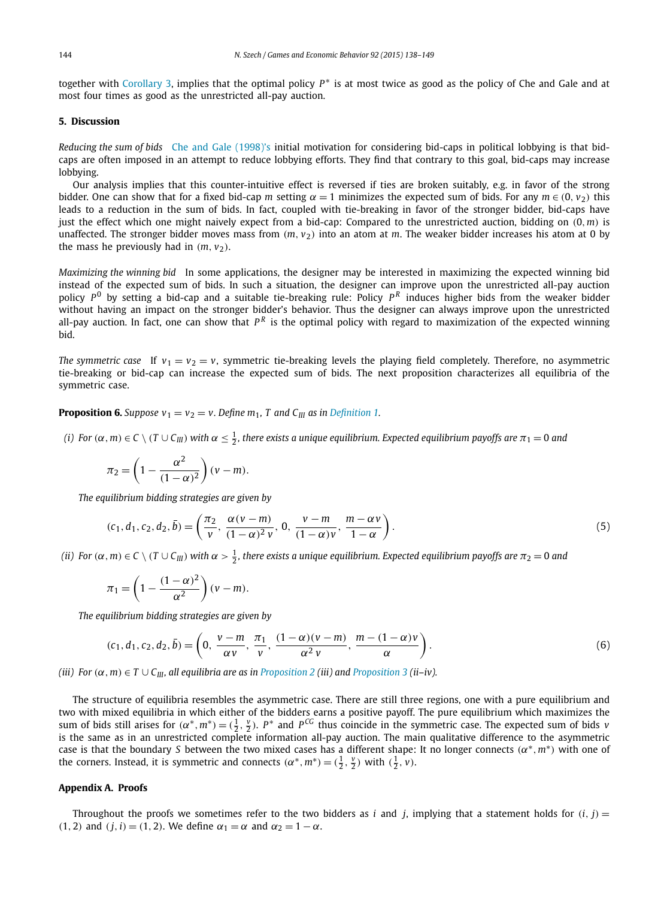together with Corollary 3, implies that the optimal policy $P^*$ is at most twice as good as the policy of Che and Gale and at most four times as good as the unrestricted all-pay auction.

## 5. Discussion

*Reducing the sum of bids* Che and Gale (1998)'s initial motivation for considering bid-caps in political lobbying is that bid-caps are often imposed in an attempt to reduce lobbying efforts. They find that contrary to this goal, bid-caps may increase lobbying.

Our analysis implies that this counter-intuitive effect is reversed if ties are broken suitably, e.g. in favor of the strong bidder. One can show that for a fixed bid-cap $m$ setting $\alpha = 1$ minimizes the expected sum of bids. For any $m \in (0, v_2)$ this leads to a reduction in the sum of bids. In fact, coupled with tie-breaking in favor of the stronger bidder, bid-caps have just the effect which one might naively expect from a bid-cap: Compared to the unrestricted auction, bidding on $(0, m)$ is unaffected. The stronger bidder moves mass from $(m, v_2)$ into an atom at $m$. The weaker bidder increases his atom at 0 by the mass he previously had in $(m, v_2)$.

*Maximizing the winning bid* In some applications, the designer may be interested in maximizing the expected winning bid instead of the expected sum of bids. In such a situation, the designer can improve upon the unrestricted all-pay auction policy $P^0$ by setting a bid-cap and a suitable tie-breaking rule: Policy $P^R$ induces higher bids from the weaker bidder without having an impact on the stronger bidder's behavior. Thus the designer can always improve upon the unrestricted all-pay auction. In fact, one can show that $P^R$ is the optimal policy with regard to maximization of the expected winning bid.

*The symmetric case* If $v_1 = v_2 = v$, symmetric tie-breaking levels the playing field completely. Therefore, no asymmetric tie-breaking or bid-cap can increase the expected sum of bids. The next proposition characterizes all equilibria of the symmetric case.

**Proposition 6.** *Suppose $v_1 = v_2 = v$. Define $m_1$, $T$ and $C_{III}$ as in Definition 1.*

*(i) For $(\alpha, m) \in C \setminus (T \cup C_{III})$ with $\alpha \le \frac{1}{2}$, there exists a unique equilibrium. Expected equilibrium payoffs are $\pi_1 = 0$ and*

$$\pi_2 = \left(1 - \frac{\alpha^2}{(1-\alpha)^2}\right)(v - m).$$

*The equilibrium bidding strategies are given by*

$$(c_1, d_1, c_2, d_2, \bar{b}) = \left(\frac{\pi_2}{v},\ \frac{\alpha(v-m)}{(1-\alpha)^2 v},\ 0,\ \frac{v-m}{(1-\alpha)v},\ \frac{m - \alpha v}{1-\alpha}\right). \tag{5}$$

*(ii) For $(\alpha, m) \in C \setminus (T \cup C_{III})$ with $\alpha > \frac{1}{2}$, there exists a unique equilibrium. Expected equilibrium payoffs are $\pi_2 = 0$ and*

$$\pi_1 = \left(1 - \frac{(1-\alpha)^2}{\alpha^2}\right)(v - m).$$

*The equilibrium bidding strategies are given by*

$$(c_1, d_1, c_2, d_2, \bar{b}) = \left(0,\ \frac{v-m}{\alpha v},\ \frac{\pi_1}{v},\ \frac{(1-\alpha)(v-m)}{\alpha^2 v},\ \frac{m - (1-\alpha)v}{\alpha}\right). \tag{6}$$

*(iii) For $(\alpha, m) \in T \cup C_{III}$, all equilibria are as in Proposition 2 (iii) and Proposition 3 (ii–iv).*

The structure of equilibria resembles the asymmetric case. There are still three regions, one with a pure equilibrium and two with mixed equilibria in which either of the bidders earns a positive payoff. The pure equilibrium which maximizes the sum of bids still arises for $(\alpha^*, m^*) = (\frac{1}{2}, \frac{v}{2})$. $P^*$ and $P^{CG}$ thus coincide in the symmetric case. The expected sum of bids $v$ is the same as in an unrestricted complete information all-pay auction. The main qualitative difference to the asymmetric case is that the boundary $S$ between the two mixed cases has a different shape: It no longer connects $(\alpha^*, m^*)$ with one of the corners. Instead, it is symmetric and connects $(\alpha^*, m^*) = (\frac{1}{2}, \frac{v}{2})$ with $(\frac{1}{2}, v)$.

## Appendix A. Proofs

Throughout the proofs we sometimes refer to the two bidders as $i$ and $j$, implying that a statement holds for $(i, j) = (1, 2)$ and $(j, i) = (1, 2)$. We define $\alpha_1 = \alpha$ and $\alpha_2 = 1 - \alpha$.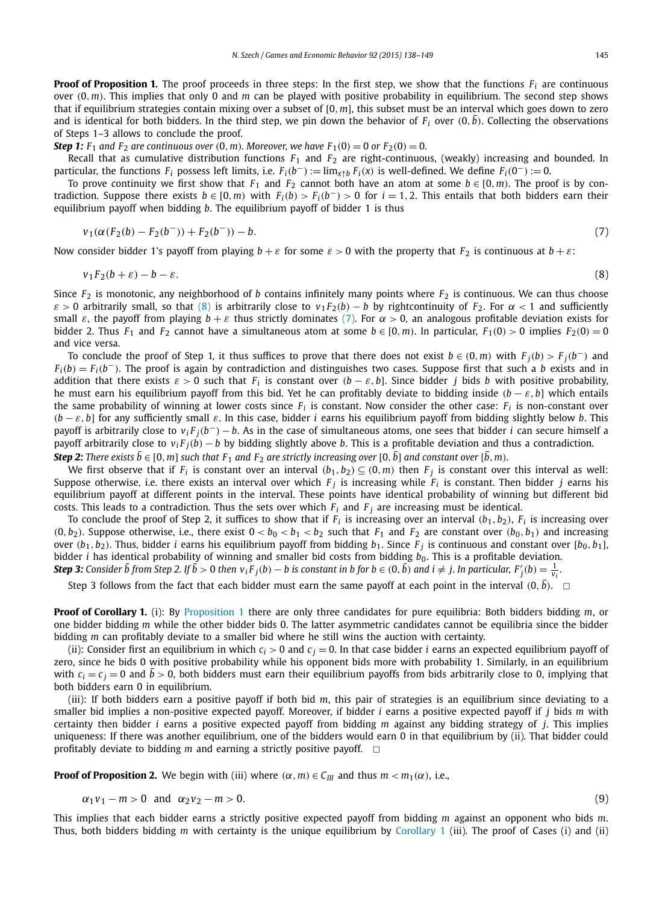**Proof of Proposition 1.** The proof proceeds in three steps: In the first step, we show that the functions $F_i$ are continuous over $(0, m)$. This implies that only 0 and $m$ can be played with positive probability in equilibrium. The second step shows that if equilibrium strategies contain mixing over a subset of $[0, m]$, this subset must be an interval which goes down to zero and is identical for both bidders. In the third step, we pin down the behavior of $F_i$ over $(0, \bar{b})$. Collecting the observations of Steps 1–3 allows to conclude the proof.

***Step 1:*** *$F_1$ and $F_2$ are continuous over $(0, m)$. Moreover, we have $F_1(0) = 0$ or $F_2(0) = 0$.*

Recall that as cumulative distribution functions $F_1$ and $F_2$ are right-continuous, (weakly) increasing and bounded. In particular, the functions $F_i$ possess left limits, i.e. $F_i(b^-) := \lim_{x \uparrow b} F_i(x)$ is well-defined. We define $F_i(0^-) := 0$.

To prove continuity we first show that $F_1$ and $F_2$ cannot both have an atom at some $b \in [0, m)$. The proof is by contradiction. Suppose there exists $b \in [0, m)$ with $F_i(b) > F_i(b^-) > 0$ for $i = 1, 2$. This entails that both bidders earn their equilibrium payoff when bidding $b$. The equilibrium payoff of bidder 1 is thus

$$v_1(\alpha(F_2(b) - F_2(b^-)) + F_2(b^-)) - b. \tag{7}$$

Now consider bidder 1's payoff from playing $b + \varepsilon$ for some $\varepsilon > 0$ with the property that $F_2$ is continuous at $b + \varepsilon$:

$$v_1 F_2(b + \varepsilon) - b - \varepsilon. \tag{8}$$

Since $F_2$ is monotonic, any neighborhood of $b$ contains infinitely many points where $F_2$ is continuous. We can thus choose $\varepsilon > 0$ arbitrarily small, so that (8) is arbitrarily close to $v_1 F_2(b) - b$ by rightcontinuity of $F_2$. For $\alpha < 1$ and sufficiently small $\varepsilon$, the payoff from playing $b + \varepsilon$ thus strictly dominates (7). For $\alpha > 0$, an analogous profitable deviation exists for bidder 2. Thus $F_1$ and $F_2$ cannot have a simultaneous atom at some $b \in [0, m)$. In particular, $F_1(0) > 0$ implies $F_2(0) = 0$ and vice versa.

To conclude the proof of Step 1, it thus suffices to prove that there does not exist $b \in (0, m)$ with $F_j(b) > F_j(b^-)$ and $F_i(b) = F_i(b^-)$. The proof is again by contradiction and distinguishes two cases. Suppose first that such a $b$ exists and in addition that there exists $\varepsilon > 0$ such that $F_i$ is constant over $(b - \varepsilon, b]$. Since bidder $j$ bids $b$ with positive probability, he must earn his equilibrium payoff from this bid. Yet he can profitably deviate to bidding inside $(b - \varepsilon, b]$ which entails the same probability of winning at lower costs since $F_i$ is constant. Now consider the other case: $F_i$ is non-constant over $(b - \varepsilon, b]$ for any sufficiently small $\varepsilon$. In this case, bidder $i$ earns his equilibrium payoff from bidding slightly below $b$. This payoff is arbitrarily close to $v_i F_j(b^-) - b$. As in the case of simultaneous atoms, one sees that bidder $i$ can secure himself a payoff arbitrarily close to $v_i F_j(b) - b$ by bidding slightly above $b$. This is a profitable deviation and thus a contradiction.

***Step 2:*** *There exists $\bar{b} \in [0, m]$ such that $F_1$ and $F_2$ are strictly increasing over $[0, \bar{b}]$ and constant over $[\bar{b}, m)$.*

We first observe that if $F_i$ is constant over an interval $(b_1, b_2) \subseteq (0, m)$ then $F_j$ is constant over this interval as well: Suppose otherwise, i.e. there exists an interval over which $F_j$ is increasing while $F_i$ is constant. Then bidder $j$ earns his equilibrium payoff at different points in the interval. These points have identical probability of winning but different bid costs. This leads to a contradiction. Thus the sets over which $F_i$ and $F_j$ are increasing must be identical.

To conclude the proof of Step 2, it suffices to show that if $F_i$ is increasing over an interval $(b_1, b_2)$, $F_i$ is increasing over $(0, b_2)$. Suppose otherwise, i.e., there exist $0 < b_0 < b_1 < b_2$ such that $F_1$ and $F_2$ are constant over $(b_0, b_1)$ and increasing over $(b_1, b_2)$. Thus, bidder $i$ earns his equilibrium payoff from bidding $b_1$. Since $F_j$ is continuous and constant over $[b_0, b_1]$, bidder $i$ has identical probability of winning and smaller bid costs from bidding $b_0$. This is a profitable deviation.

***Step 3:*** *Consider $\bar{b}$ from Step 2. If $\bar{b} > 0$ then $v_i F_j(b) - b$ is constant in $b$ for $b \in (0, \bar{b})$ and $i \neq j$. In particular, $F_j'(b) = \frac{1}{v_i}$.*

Step 3 follows from the fact that each bidder must earn the same payoff at each point in the interval $(0, \bar{b})$. □

**Proof of Corollary 1.** (i): By Proposition 1 there are only three candidates for pure equilibria: Both bidders bidding $m$, or one bidder bidding $m$ while the other bidder bids 0. The latter asymmetric candidates cannot be equilibria since the bidder bidding $m$ can profitably deviate to a smaller bid where he still wins the auction with certainty.

(ii): Consider first an equilibrium in which $c_i > 0$ and $c_j = 0$. In that case bidder $i$ earns an expected equilibrium payoff of zero, since he bids 0 with positive probability while his opponent bids more with probability 1. Similarly, in an equilibrium with $c_i = c_j = 0$ and $\bar{b} > 0$, both bidders must earn their equilibrium payoffs from bids arbitrarily close to 0, implying that both bidders earn 0 in equilibrium.

(iii): If both bidders earn a positive payoff if both bid $m$, this pair of strategies is an equilibrium since deviating to a smaller bid implies a non-positive expected payoff. Moreover, if bidder $i$ earns a positive expected payoff if $j$ bids $m$ with certainty then bidder $i$ earns a positive expected payoff from bidding $m$ against any bidding strategy of $j$. This implies uniqueness: If there was another equilibrium, one of the bidders would earn 0 in that equilibrium by (ii). That bidder could profitably deviate to bidding $m$ and earning a strictly positive payoff. □

**Proof of Proposition 2.** We begin with (iii) where $(\alpha, m) \in C_{III}$ and thus $m < m_1(\alpha)$, i.e.,

$$\alpha_1 v_1 - m > 0 \quad \text{and} \quad \alpha_2 v_2 - m > 0. \tag{9}$$

This implies that each bidder earns a strictly positive expected payoff from bidding $m$ against an opponent who bids $m$. Thus, both bidders bidding $m$ with certainty is the unique equilibrium by Corollary 1 (iii). The proof of Cases (i) and (ii)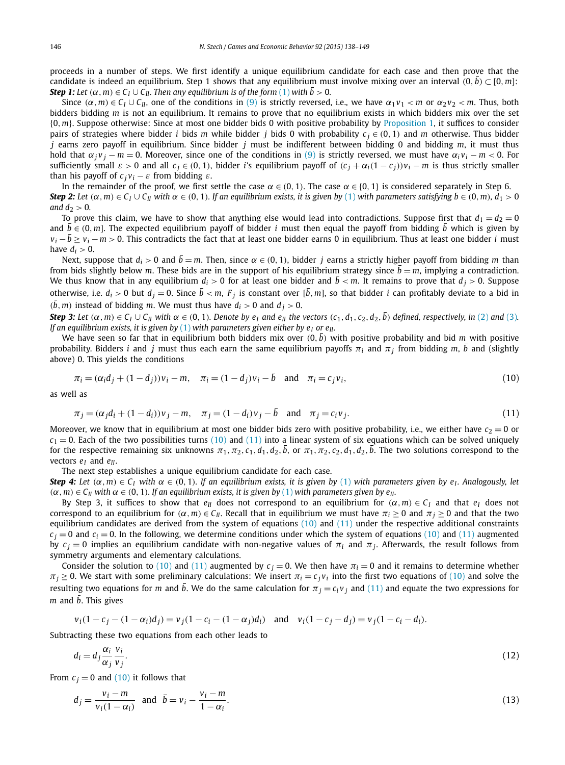proceeds in a number of steps. We first identify a unique equilibrium candidate for each case and then prove that the candidate is indeed an equilibrium. Step 1 shows that any equilibrium must involve mixing over an interval $(0, \bar{b}) \subset [0, m]$:

***Step 1:*** *Let $(\alpha, m) \in C_I \cup C_{II}$. Then any equilibrium is of the form (1) with $\bar{b} > 0$.*

Since $(\alpha, m) \in C_I \cup C_{II}$, one of the conditions in (9) is strictly reversed, i.e., we have $\alpha_1 v_1 < m$ or $\alpha_2 v_2 < m$. Thus, both bidders bidding $m$ is not an equilibrium. It remains to prove that no equilibrium exists in which bidders mix over the set $\{0, m\}$. Suppose otherwise: Since at most one bidder bids 0 with positive probability by Proposition 1, it suffices to consider pairs of strategies where bidder $i$ bids $m$ while bidder $j$ bids 0 with probability $c_j \in (0, 1)$ and $m$ otherwise. Thus bidder $j$ earns zero payoff in equilibrium. Since bidder $j$ must be indifferent between bidding 0 and bidding $m$, it must thus hold that $\alpha_j v_j - m = 0$. Moreover, since one of the conditions in (9) is strictly reversed, we must have $\alpha_i v_i - m < 0$. For sufficiently small $\varepsilon > 0$ and all $c_j \in (0, 1)$, bidder $i$'s equilibrium payoff of $(c_j + \alpha_i(1 - c_j))v_i - m$ is thus strictly smaller than his payoff of $c_j v_i - \varepsilon$ from bidding $\varepsilon$.

In the remainder of the proof, we first settle the case $\alpha \in (0, 1)$. The case $\alpha \in \{0, 1\}$ is considered separately in Step 6.

***Step 2:*** *Let $(\alpha, m) \in C_I \cup C_{II}$ with $\alpha \in (0, 1)$. If an equilibrium exists, it is given by (1) with parameters satisfying $\bar{b} \in (0, m)$, $d_1 > 0$ and $d_2 > 0$.*

To prove this claim, we have to show that anything else would lead into contradictions. Suppose first that $d_1 = d_2 = 0$ and $\bar{b} \in (0, m]$. The expected equilibrium payoff of bidder $i$ must then equal the payoff from bidding $\bar{b}$ which is given by $v_i - \bar{b} \geq v_i - m > 0$. This contradicts the fact that at least one bidder earns 0 in equilibrium. Thus at least one bidder $i$ must have $d_i > 0$.

Next, suppose that $d_i > 0$ and $\bar{b} = m$. Then, since $\alpha \in (0, 1)$, bidder $j$ earns a strictly higher payoff from bidding $m$ than from bids slightly below $m$. These bids are in the support of his equilibrium strategy since $\bar{b} = m$, implying a contradiction. We thus know that in any equilibrium $d_i > 0$ for at least one bidder and $\bar{b} < m$. It remains to prove that $d_j > 0$. Suppose otherwise, i.e. $d_i > 0$ but $d_j = 0$. Since $\bar{b} < m$, $F_j$ is constant over $[\bar{b}, m]$, so that bidder $i$ can profitably deviate to a bid in $(\bar{b}, m)$ instead of bidding $m$. We must thus have $d_i > 0$ and $d_j > 0$.

***Step 3:*** *Let $(\alpha, m) \in C_I \cup C_{II}$ with $\alpha \in (0, 1)$. Denote by $e_I$ and $e_{II}$ the vectors $(c_1, d_1, c_2, d_2, \bar{b})$ defined, respectively, in (2) and (3). If an equilibrium exists, it is given by (1) with parameters given either by $e_I$ or $e_{II}$.*

We have seen so far that in equilibrium both bidders mix over $(0, \bar{b})$ with positive probability and bid $m$ with positive probability. Bidders $i$ and $j$ must thus each earn the same equilibrium payoffs $\pi_i$ and $\pi_j$ from bidding $m$, $\bar{b}$ and (slightly above) 0. This yields the conditions

$$\pi_i = (\alpha_i d_j + (1 - d_j))v_i - m, \quad \pi_i = (1 - d_j)v_i - \bar{b} \quad \text{and} \quad \pi_i = c_j v_i, \tag{10}$$

as well as

$$\pi_j = (\alpha_j d_i + (1 - d_i))v_j - m, \quad \pi_j = (1 - d_i)v_j - \bar{b} \quad \text{and} \quad \pi_j = c_i v_j. \tag{11}$$

Moreover, we know that in equilibrium at most one bidder bids zero with positive probability, i.e., we either have $c_2 = 0$ or $c_1 = 0$. Each of the two possibilities turns (10) and (11) into a linear system of six equations which can be solved uniquely for the respective remaining six unknowns $\pi_1, \pi_2, c_1, d_1, d_2, \bar{b}$, or $\pi_1, \pi_2, c_2, d_1, d_2, \bar{b}$. The two solutions correspond to the vectors $e_I$ and $e_{II}$.

The next step establishes a unique equilibrium candidate for each case.

***Step 4:*** *Let $(\alpha, m) \in C_I$ with $\alpha \in (0, 1)$. If an equilibrium exists, it is given by (1) with parameters given by $e_I$. Analogously, let $(\alpha, m) \in C_{II}$ with $\alpha \in (0, 1)$. If an equilibrium exists, it is given by (1) with parameters given by $e_{II}$.*

By Step 3, it suffices to show that $e_{II}$ does not correspond to an equilibrium for $(\alpha, m) \in C_I$ and that $e_I$ does not correspond to an equilibrium for $(\alpha, m) \in C_{II}$. Recall that in equilibrium we must have $\pi_i \geq 0$ and $\pi_j \geq 0$ and that the two equilibrium candidates are derived from the system of equations (10) and (11) under the respective additional constraints $c_j = 0$ and $c_i = 0$. In the following, we determine conditions under which the system of equations (10) and (11) augmented by $c_j = 0$ implies an equilibrium candidate with non-negative values of $\pi_i$ and $\pi_j$. Afterwards, the result follows from symmetry arguments and elementary calculations.

Consider the solution to (10) and (11) augmented by $c_j = 0$. We then have $\pi_i = 0$ and it remains to determine whether $\pi_j \geq 0$. We start with some preliminary calculations: We insert $\pi_i = c_j v_i$ into the first two equations of (10) and solve the resulting two equations for $m$ and $\bar{b}$. We do the same calculation for $\pi_j = c_i v_j$ and (11) and equate the two expressions for $m$ and $\bar{b}$. This gives

$$v_i(1 - c_j - (1 - \alpha_i)d_j) = v_j(1 - c_i - (1 - \alpha_j)d_i) \quad \text{and} \quad v_i(1 - c_j - d_j) = v_j(1 - c_i - d_i).$$

Subtracting these two equations from each other leads to

$$d_i = d_j \frac{\alpha_i}{\alpha_j} \frac{v_i}{v_j}. \tag{12}$$

From $c_j = 0$ and (10) it follows that

$$d_j = \frac{v_i - m}{v_i(1 - \alpha_i)} \quad \text{and} \quad \bar{b} = v_i - \frac{v_i - m}{1 - \alpha_i}. \tag{13}$$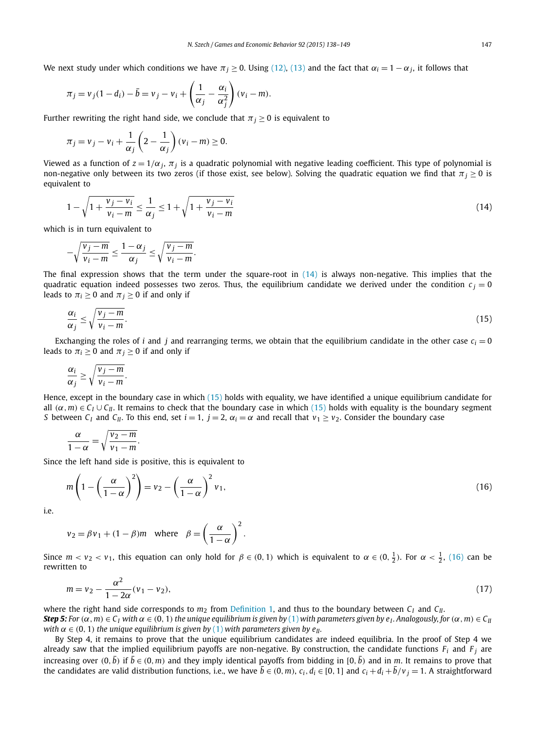We next study under which conditions we have $\pi_j \geq 0$. Using (12), (13) and the fact that $\alpha_i = 1 - \alpha_j$, it follows that

$$\pi_j = v_j(1 - d_i) - \bar{b} = v_j - v_i + \left(\frac{1}{\alpha_j} - \frac{\alpha_i}{\alpha_j^2}\right)(v_i - m).$$

Further rewriting the right hand side, we conclude that $\pi_j \geq 0$ is equivalent to

$$\pi_j = v_j - v_i + \frac{1}{\alpha_j}\left(2 - \frac{1}{\alpha_j}\right)(v_i - m) \geq 0.$$

Viewed as a function of $z = 1/\alpha_j$, $\pi_j$ is a quadratic polynomial with negative leading coefficient. This type of polynomial is non-negative only between its two zeros (if those exist, see below). Solving the quadratic equation we find that $\pi_j \geq 0$ is equivalent to

$$1 - \sqrt{1 + \frac{v_j - v_i}{v_i - m}} \leq \frac{1}{\alpha_j} \leq 1 + \sqrt{1 + \frac{v_j - v_i}{v_i - m}} \tag{14}$$

which is in turn equivalent to

$$-\sqrt{\frac{v_j - m}{v_i - m}} \leq \frac{1 - \alpha_j}{\alpha_j} \leq \sqrt{\frac{v_j - m}{v_i - m}}.$$

The final expression shows that the term under the square-root in (14) is always non-negative. This implies that the quadratic equation indeed possesses two zeros. Thus, the equilibrium candidate we derived under the condition $c_j = 0$ leads to $\pi_i \geq 0$ and $\pi_j \geq 0$ if and only if

$$\frac{\alpha_i}{\alpha_j} \leq \sqrt{\frac{v_j - m}{v_i - m}}. \tag{15}$$

Exchanging the roles of $i$ and $j$ and rearranging terms, we obtain that the equilibrium candidate in the other case $c_i = 0$ leads to $\pi_i \geq 0$ and $\pi_j \geq 0$ if and only if

$$\frac{\alpha_i}{\alpha_j} \geq \sqrt{\frac{v_j - m}{v_i - m}}.$$

Hence, except in the boundary case in which (15) holds with equality, we have identified a unique equilibrium candidate for all $(\alpha, m) \in C_I \cup C_{II}$. It remains to check that the boundary case in which (15) holds with equality is the boundary segment $S$ between $C_I$ and $C_{II}$. To this end, set $i = 1$, $j = 2$, $\alpha_i = \alpha$ and recall that $v_1 \geq v_2$. Consider the boundary case

$$\frac{\alpha}{1 - \alpha} = \sqrt{\frac{v_2 - m}{v_1 - m}}.$$

Since the left hand side is positive, this is equivalent to

$$m\left(1 - \left(\frac{\alpha}{1 - \alpha}\right)^2\right) = v_2 - \left(\frac{\alpha}{1 - \alpha}\right)^2 v_1, \tag{16}$$

i.e.

$$v_2 = \beta v_1 + (1 - \beta)m \quad \text{where} \quad \beta = \left(\frac{\alpha}{1 - \alpha}\right)^2.$$

Since $m < v_2 < v_1$, this equation can only hold for $\beta \in (0, 1)$ which is equivalent to $\alpha \in (0, \frac{1}{2})$. For $\alpha < \frac{1}{2}$, (16) can be rewritten to

$$m = v_2 - \frac{\alpha^2}{1 - 2\alpha}(v_1 - v_2), \tag{17}$$

where the right hand side corresponds to $m_2$ from Definition 1, and thus to the boundary between $C_I$ and $C_{II}$.

***Step 5:*** *For $(\alpha, m) \in C_I$ with $\alpha \in (0, 1)$ the unique equilibrium is given by (1) with parameters given by $e_I$. Analogously, for $(\alpha, m) \in C_{II}$ with $\alpha \in (0, 1)$ the unique equilibrium is given by (1) with parameters given by $e_{II}$.*

By Step 4, it remains to prove that the unique equilibrium candidates are indeed equilibria. In the proof of Step 4 we already saw that the implied equilibrium payoffs are non-negative. By construction, the candidate functions $F_i$ and $F_j$ are increasing over $(0, \bar{b})$ if $\bar{b} \in (0, m)$ and they imply identical payoffs from bidding in $[0, \bar{b})$ and in $m$. It remains to prove that the candidates are valid distribution functions, i.e., we have $\bar{b} \in (0, m)$, $c_i, d_i \in [0, 1]$ and $c_i + d_i + \bar{b}/v_j = 1$. A straightforward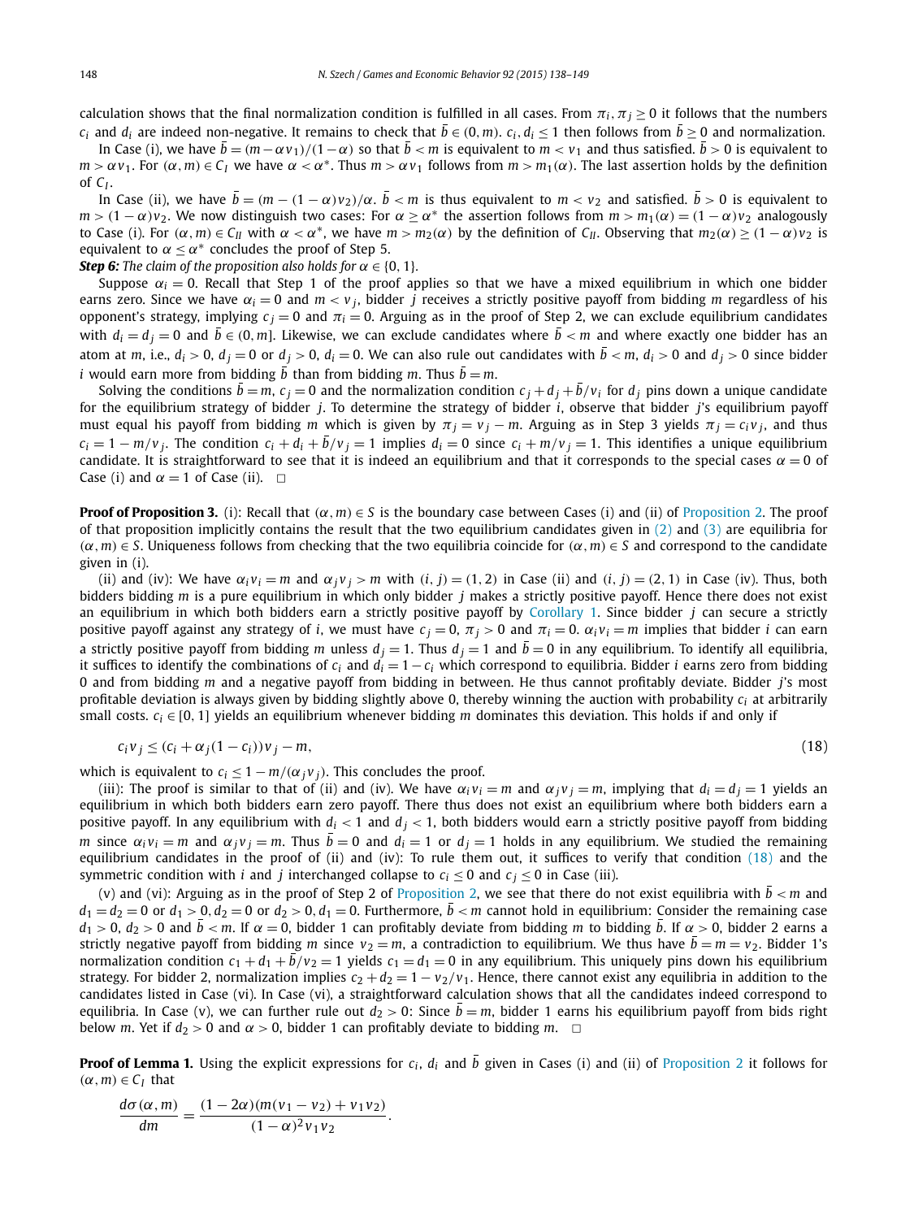calculation shows that the final normalization condition is fulfilled in all cases. From $\pi_i, \pi_j \geq 0$ it follows that the numbers $c_i$ and $d_i$ are indeed non-negative. It remains to check that $\bar{b} \in (0, m)$. $c_i, d_i \leq 1$ then follows from $\bar{b} \geq 0$ and normalization.

In Case (i), we have $\bar{b} = (m - \alpha v_1)/(1-\alpha)$ so that $\bar{b} < m$ is equivalent to $m < v_1$ and thus satisfied. $\bar{b} > 0$ is equivalent to $m > \alpha v_1$. For $(\alpha, m) \in C_I$ we have $\alpha < \alpha^*$. Thus $m > \alpha v_1$ follows from $m > m_1(\alpha)$. The last assertion holds by the definition of $C_I$.

In Case (ii), we have $\bar{b} = (m - (1-\alpha)v_2)/\alpha$. $\bar{b} < m$ is thus equivalent to $m < v_2$ and satisfied. $\bar{b} > 0$ is equivalent to $m > (1-\alpha)v_2$. We now distinguish two cases: For $\alpha \geq \alpha^*$ the assertion follows from $m > m_1(\alpha) = (1-\alpha)v_2$ analogously to Case (i). For $(\alpha, m) \in C_{II}$ with $\alpha < \alpha^*$, we have $m > m_2(\alpha)$ by the definition of $C_{II}$. Observing that $m_2(\alpha) \geq (1-\alpha)v_2$ is equivalent to $\alpha \leq \alpha^*$ concludes the proof of Step 5.

***Step 6:*** *The claim of the proposition also holds for* $\alpha \in \{0, 1\}$.

Suppose $\alpha_i = 0$. Recall that Step 1 of the proof applies so that we have a mixed equilibrium in which one bidder earns zero. Since we have $\alpha_i = 0$ and $m < v_j$, bidder $j$ receives a strictly positive payoff from bidding $m$ regardless of his opponent's strategy, implying $c_j = 0$ and $\pi_i = 0$. Arguing as in the proof of Step 2, we can exclude equilibrium candidates with $d_i = d_j = 0$ and $\bar{b} \in (0, m]$. Likewise, we can exclude candidates where $\bar{b} < m$ and where exactly one bidder has an atom at $m$, i.e., $d_i > 0$, $d_j = 0$ or $d_j > 0$, $d_i = 0$. We can also rule out candidates with $\bar{b} < m$, $d_i > 0$ and $d_j > 0$ since bidder $i$ would earn more from bidding $\bar{b}$ than from bidding $m$. Thus $\bar{b} = m$.

Solving the conditions $\bar{b} = m$, $c_j = 0$ and the normalization condition $c_j + d_j + \bar{b}/v_i$ for $d_j$ pins down a unique candidate for the equilibrium strategy of bidder $j$. To determine the strategy of bidder $i$, observe that bidder $j$'s equilibrium payoff must equal his payoff from bidding $m$ which is given by $\pi_j = v_j - m$. Arguing as in Step 3 yields $\pi_j = c_i v_j$, and thus $c_i = 1 - m/v_j$. The condition $c_i + d_i + \bar{b}/v_j = 1$ implies $d_i = 0$ since $c_i + m/v_j = 1$. This identifies a unique equilibrium candidate. It is straightforward to see that it is indeed an equilibrium and that it corresponds to the special cases $\alpha = 0$ of Case (i) and $\alpha = 1$ of Case (ii). $\square$

**Proof of Proposition 3.** (i): Recall that $(\alpha, m) \in S$ is the boundary case between Cases (i) and (ii) of Proposition 2. The proof of that proposition implicitly contains the result that the two equilibrium candidates given in (2) and (3) are equilibria for $(\alpha, m) \in S$. Uniqueness follows from checking that the two equilibria coincide for $(\alpha, m) \in S$ and correspond to the candidate given in (i).

(ii) and (iv): We have $\alpha_i v_i = m$ and $\alpha_j v_j > m$ with $(i, j) = (1, 2)$ in Case (ii) and $(i, j) = (2, 1)$ in Case (iv). Thus, both bidders bidding $m$ is a pure equilibrium in which only bidder $j$ makes a strictly positive payoff. Hence there does not exist an equilibrium in which both bidders earn a strictly positive payoff by Corollary 1. Since bidder $j$ can secure a strictly positive payoff against any strategy of $i$, we must have $c_j = 0$, $\pi_j > 0$ and $\pi_i = 0$. $\alpha_i v_i = m$ implies that bidder $i$ can earn a strictly positive payoff from bidding $m$ unless $d_j = 1$. Thus $d_j = 1$ and $\bar{b} = 0$ in any equilibrium. To identify all equilibria, it suffices to identify the combinations of $c_i$ and $d_i = 1 - c_i$ which correspond to equilibria. Bidder $i$ earns zero from bidding 0 and from bidding $m$ and a negative payoff from bidding in between. He thus cannot profitably deviate. Bidder $j$'s most profitable deviation is always given by bidding slightly above 0, thereby winning the auction with probability $c_i$ at arbitrarily small costs. $c_i \in [0, 1]$ yields an equilibrium whenever bidding $m$ dominates this deviation. This holds if and only if

$$c_i v_j \leq (c_i + \alpha_j(1 - c_i))v_j - m, \tag{18}$$

which is equivalent to $c_i \leq 1 - m/(\alpha_j v_j)$. This concludes the proof.

(iii): The proof is similar to that of (ii) and (iv). We have $\alpha_i v_i = m$ and $\alpha_j v_j = m$, implying that $d_i = d_j = 1$ yields an equilibrium in which both bidders earn zero payoff. There thus does not exist an equilibrium where both bidders earn a positive payoff. In any equilibrium with $d_i < 1$ and $d_j < 1$, both bidders would earn a strictly positive payoff from bidding $m$ since $\alpha_i v_i = m$ and $\alpha_j v_j = m$. Thus $\bar{b} = 0$ and $d_i = 1$ or $d_j = 1$ holds in any equilibrium. We studied the remaining equilibrium candidates in the proof of (ii) and (iv): To rule them out, it suffices to verify that condition (18) and the symmetric condition with $i$ and $j$ interchanged collapse to $c_i \leq 0$ and $c_j \leq 0$ in Case (iii).

(v) and (vi): Arguing as in the proof of Step 2 of Proposition 2, we see that there do not exist equilibria with $\bar{b} < m$ and $d_1 = d_2 = 0$ or $d_1 > 0, d_2 = 0$ or $d_2 > 0, d_1 = 0$. Furthermore, $\bar{b} < m$ cannot hold in equilibrium: Consider the remaining case $d_1 > 0$, $d_2 > 0$ and $\bar{b} < m$. If $\alpha = 0$, bidder 1 can profitably deviate from bidding $m$ to bidding $\bar{b}$. If $\alpha > 0$, bidder 2 earns a strictly negative payoff from bidding $m$ since $v_2 = m$, a contradiction to equilibrium. We thus have $\bar{b} = m = v_2$. Bidder 1's normalization condition $c_1 + d_1 + \bar{b}/v_2 = 1$ yields $c_1 = d_1 = 0$ in any equilibrium. This uniquely pins down his equilibrium strategy. For bidder 2, normalization implies $c_2 + d_2 = 1 - v_2/v_1$. Hence, there cannot exist any equilibria in addition to the candidates listed in Case (vi). In Case (vi), a straightforward calculation shows that all the candidates indeed correspond to equilibria. In Case (v), we can further rule out $d_2 > 0$: Since $\bar{b} = m$, bidder 1 earns his equilibrium payoff from bids right below $m$. Yet if $d_2 > 0$ and $\alpha > 0$, bidder 1 can profitably deviate to bidding $m$. $\square$

**Proof of Lemma 1.** Using the explicit expressions for $c_i$, $d_i$ and $\bar{b}$ given in Cases (i) and (ii) of Proposition 2 it follows for $(\alpha, m) \in C_I$ that

$$\frac{d\sigma(\alpha, m)}{dm} = \frac{(1 - 2\alpha)(m(v_1 - v_2) + v_1 v_2)}{(1-\alpha)^2 v_1 v_2}.$$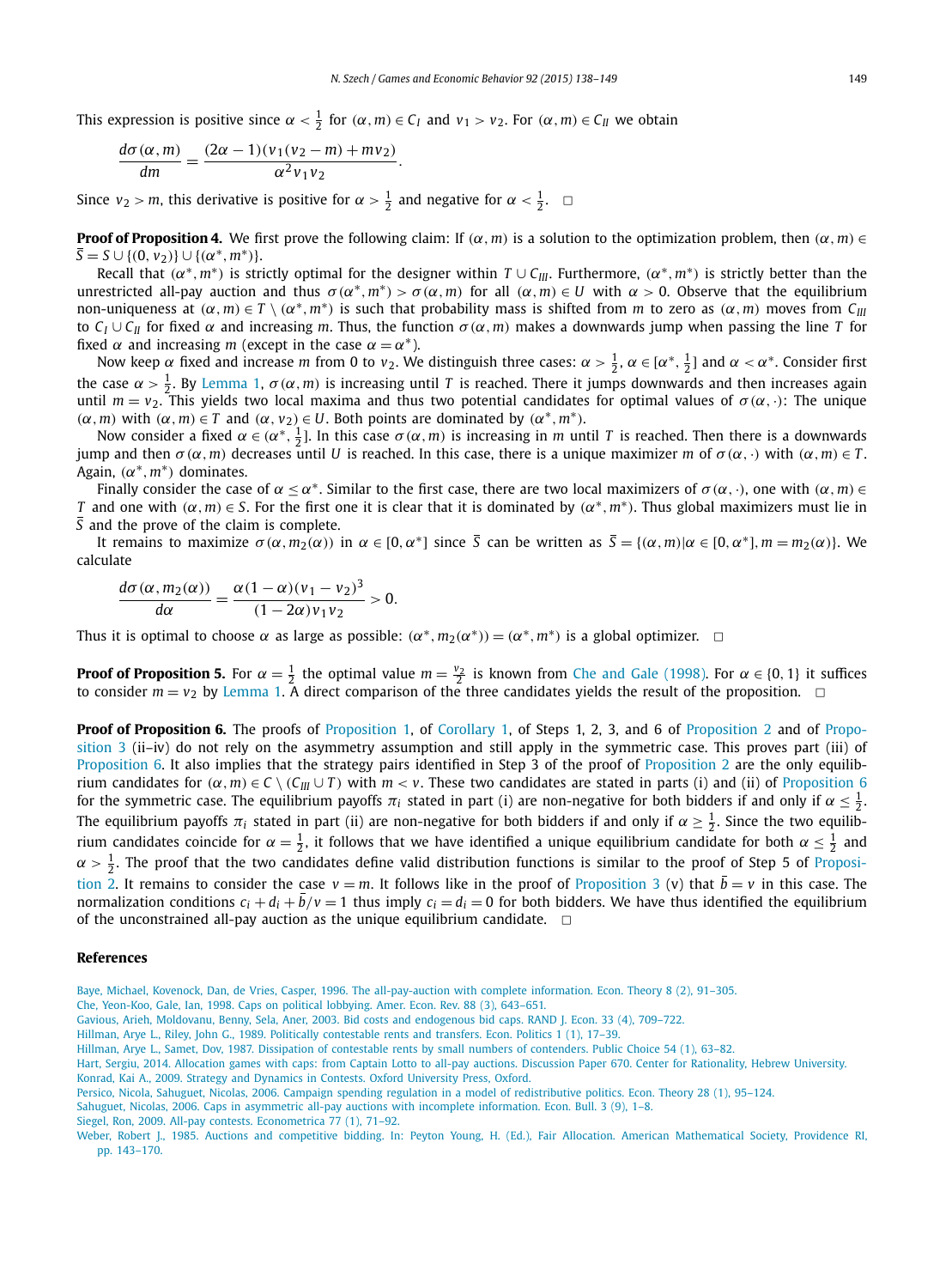This expression is positive since $\alpha < \frac{1}{2}$ for $(\alpha, m) \in C_I$ and $v_1 > v_2$. For $(\alpha, m) \in C_{II}$ we obtain

$$\frac{d\sigma(\alpha, m)}{dm} = \frac{(2\alpha - 1)(v_1(v_2 - m) + mv_2)}{\alpha^2 v_1 v_2}.$$

Since $v_2 > m$, this derivative is positive for $\alpha > \frac{1}{2}$ and negative for $\alpha < \frac{1}{2}$. $\square$

**Proof of Proposition 4.** We first prove the following claim: If $(\alpha, m)$ is a solution to the optimization problem, then $(\alpha, m) \in \bar{S} = S \cup \{(0, v_2)\} \cup \{(\alpha^*, m^*)\}$.

Recall that $(\alpha^*, m^*)$ is strictly optimal for the designer within $T \cup C_{III}$. Furthermore, $(\alpha^*, m^*)$ is strictly better than the unrestricted all-pay auction and thus $\sigma(\alpha^*, m^*) > \sigma(\alpha, m)$ for all $(\alpha, m) \in U$ with $\alpha > 0$. Observe that the equilibrium non-uniqueness at $(\alpha, m) \in T \setminus (\alpha^*, m^*)$ is such that probability mass is shifted from $m$ to zero as $(\alpha, m)$ moves from $C_{III}$ to $C_I \cup C_{II}$ for fixed $\alpha$ and increasing $m$. Thus, the function $\sigma(\alpha, m)$ makes a downwards jump when passing the line $T$ for fixed $\alpha$ and increasing $m$ (except in the case $\alpha = \alpha^*$).

Now keep $\alpha$ fixed and increase $m$ from 0 to $v_2$. We distinguish three cases: $\alpha > \frac{1}{2}$, $\alpha \in [\alpha^*, \frac{1}{2}]$ and $\alpha < \alpha^*$. Consider first the case $\alpha > \frac{1}{2}$. By Lemma 1, $\sigma(\alpha, m)$ is increasing until $T$ is reached. There it jumps downwards and then increases again until $m = v_2$. This yields two local maxima and thus two potential candidates for optimal values of $\sigma(\alpha, \cdot)$: The unique $(\alpha, m)$ with $(\alpha, m) \in T$ and $(\alpha, v_2) \in U$. Both points are dominated by $(\alpha^*, m^*)$.

Now consider a fixed $\alpha \in (\alpha^*, \frac{1}{2}]$. In this case $\sigma(\alpha, m)$ is increasing in $m$ until $T$ is reached. Then there is a downwards jump and then $\sigma(\alpha, m)$ decreases until $U$ is reached. In this case, there is a unique maximizer $m$ of $\sigma(\alpha, \cdot)$ with $(\alpha, m) \in T$. Again, $(\alpha^*, m^*)$ dominates.

Finally consider the case of $\alpha \leq \alpha^*$. Similar to the first case, there are two local maximizers of $\sigma(\alpha, \cdot)$, one with $(\alpha, m) \in T$ and one with $(\alpha, m) \in S$. For the first one it is clear that it is dominated by $(\alpha^*, m^*)$. Thus global maximizers must lie in $\bar{S}$ and the prove of the claim is complete.

It remains to maximize $\sigma(\alpha, m_2(\alpha))$ in $\alpha \in [0, \alpha^*]$ since $\bar{S}$ can be written as $\bar{S} = \{(\alpha, m) | \alpha \in [0, \alpha^*], m = m_2(\alpha)\}$. We calculate

$$\frac{d\sigma(\alpha, m_2(\alpha))}{d\alpha} = \frac{\alpha(1 - \alpha)(v_1 - v_2)^3}{(1 - 2\alpha)v_1 v_2} > 0.$$

Thus it is optimal to choose $\alpha$ as large as possible: $(\alpha^*, m_2(\alpha^*)) = (\alpha^*, m^*)$ is a global optimizer. $\square$

**Proof of Proposition 5.** For $\alpha = \frac{1}{2}$ the optimal value $m = \frac{v_2}{2}$ is known from Che and Gale (1998). For $\alpha \in \{0, 1\}$ it suffices to consider $m = v_2$ by Lemma 1. A direct comparison of the three candidates yields the result of the proposition. $\square$

**Proof of Proposition 6.** The proofs of Proposition 1, of Corollary 1, of Steps 1, 2, 3, and 6 of Proposition 2 and of Proposition 3 (ii–iv) do not rely on the asymmetry assumption and still apply in the symmetric case. This proves part (iii) of Proposition 6. It also implies that the strategy pairs identified in Step 3 of the proof of Proposition 2 are the only equilibrium candidates for $(\alpha, m) \in C \setminus (C_{III} \cup T)$ with $m < v$. These two candidates are stated in parts (i) and (ii) of Proposition 6 for the symmetric case. The equilibrium payoffs $\pi_i$ stated in part (i) are non-negative for both bidders if and only if $\alpha \leq \frac{1}{2}$. The equilibrium payoffs $\pi_i$ stated in part (ii) are non-negative for both bidders if and only if $\alpha \geq \frac{1}{2}$. Since the two equilibrium candidates coincide for $\alpha = \frac{1}{2}$, it follows that we have identified a unique equilibrium candidate for both $\alpha \leq \frac{1}{2}$ and $\alpha > \frac{1}{2}$. The proof that the two candidates define valid distribution functions is similar to the proof of Step 5 of Proposition 2. It remains to consider the case $v = m$. It follows like in the proof of Proposition 3 (v) that $\bar{b} = v$ in this case. The normalization conditions $c_i + d_i + \bar{b}/v = 1$ thus imply $c_i = d_i = 0$ for both bidders. We have thus identified the equilibrium of the unconstrained all-pay auction as the unique equilibrium candidate. $\square$

## References

Baye, Michael, Kovenock, Dan, de Vries, Casper, 1996. The all-pay-auction with complete information. Econ. Theory 8 (2), 91–305.

Che, Yeon-Koo, Gale, Ian, 1998. Caps on political lobbying. Amer. Econ. Rev. 88 (3), 643–651.

Gavious, Arieh, Moldovanu, Benny, Sela, Aner, 2003. Bid costs and endogenous bid caps. RAND J. Econ. 33 (4), 709–722.

Hillman, Arye L., Riley, John G., 1989. Politically contestable rents and transfers. Econ. Politics 1 (1), 17–39.

Hillman, Arye L., Samet, Dov, 1987. Dissipation of contestable rents by small numbers of contenders. Public Choice 54 (1), 63–82.

Hart, Sergiu, 2014. Allocation games with caps: from Captain Lotto to all-pay auctions. Discussion Paper 670. Center for Rationality, Hebrew University.

Konrad, Kai A., 2009. Strategy and Dynamics in Contests. Oxford University Press, Oxford.

Persico, Nicola, Sahuguet, Nicolas, 2006. Campaign spending regulation in a model of redistributive politics. Econ. Theory 28 (1), 95–124.

Sahuguet, Nicolas, 2006. Caps in asymmetric all-pay auctions with incomplete information. Econ. Bull. 3 (9), 1–8.

Siegel, Ron, 2009. All-pay contests. Econometrica 77 (1), 71–92.

Weber, Robert J., 1985. Auctions and competitive bidding. In: Peyton Young, H. (Ed.), Fair Allocation. American Mathematical Society, Providence RI, pp. 143–170.